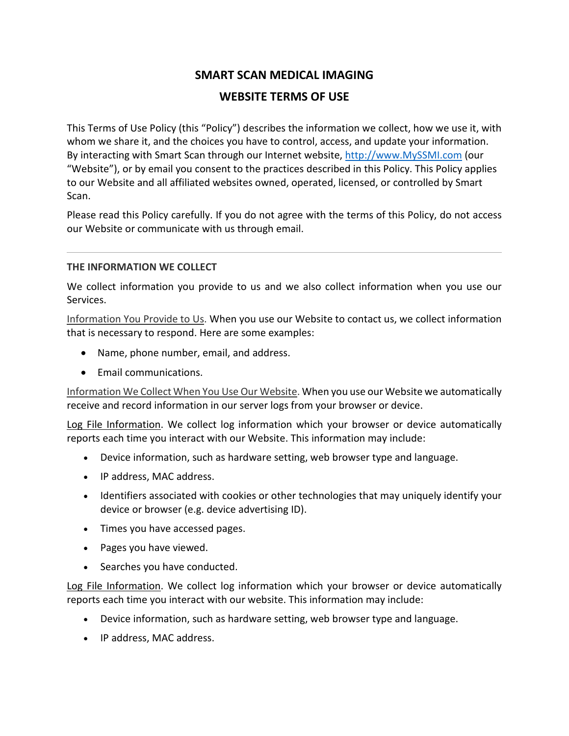# SMART SCAN MEDICAL IMAGING

## WEBSITE TERMS OF USE

This Terms of Use Policy (this "Policy") describes the information we collect, how we use it, with whom we share it, and the choices you have to control, access, and update your information. By interacting with Smart Scan through our Internet website, [http://www.MySSMI.com](http://www.MySSMI.com) (our "Website"), or by email you consent to the practices described in this Policy. This Policy applies to our Website and all affiliated websites owned, operated, licensed, or controlled by Smart Scan.

Please read this Policy carefully. If you do not agree with the terms of this Policy, do not access our Website or communicate with us through email.

---

### THE INFORMATION WE COLLECT

We collect information you provide to us and we also collect information when you use our Services.

Information You Provide to Us. When you use our Website to contact us, we collect information that is necessary to respond. Here are some examples:

- Name, phone number, email, and address.
- Email communications.

Information We Collect When You Use Our Website. When you use our Website we automatically receive and record information in our server logs from your browser or device.

Log File Information. We collect log information which your browser or device automatically reports each time you interact with our Website. This information may include:

- Device information, such as hardware setting, web browser type and language.
- IP address, MAC address.
- Identifiers associated with cookies or other technologies that may uniquely identify your device or browser (e.g. device advertising ID).
- Times you have accessed pages.
- Pages you have viewed.
- Searches you have conducted.

Log File Information. We collect log information which your browser or device automatically reports each time you interact with our website. This information may include:

- Device information, such as hardware setting, web browser type and language.
- IP address, MAC address.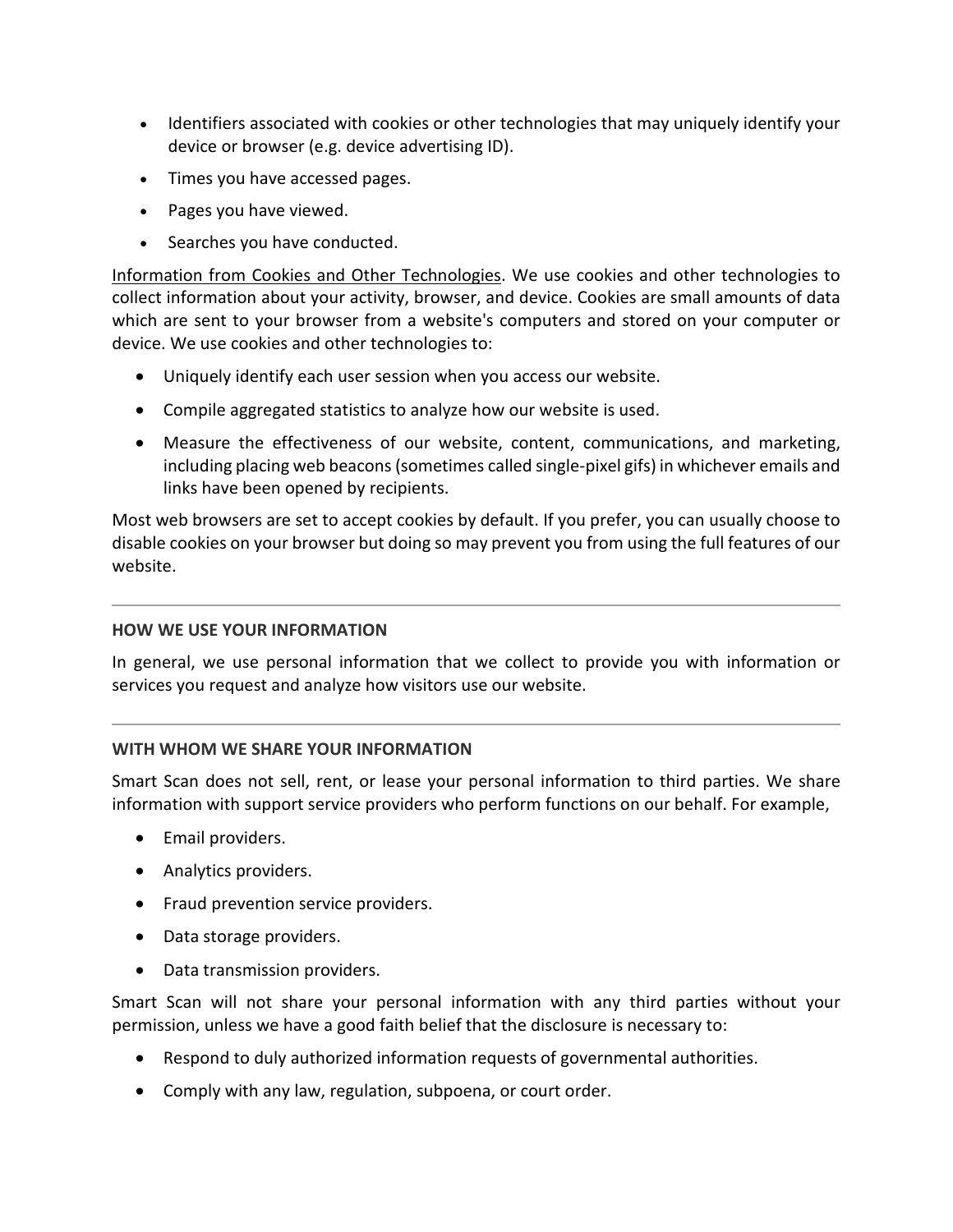- Identifiers associated with cookies or other technologies that may uniquely identify your device or browser (e.g. device advertising ID).
- Times you have accessed pages.
- Pages you have viewed.
- Searches you have conducted.

Information from Cookies and Other Technologies. We use cookies and other technologies to collect information about your activity, browser, and device. Cookies are small amounts of data which are sent to your browser from a website's computers and stored on your computer or device. We use cookies and other technologies to:

- Uniquely identify each user session when you access our website.
- Compile aggregated statistics to analyze how our website is used.
- Measure the effectiveness of our website, content, communications, and marketing, including placing web beacons (sometimes called single-pixel gifs) in whichever emails and links have been opened by recipients.

Most web browsers are set to accept cookies by default. If you prefer, you can usually choose to disable cookies on your browser but doing so may prevent you from using the full features of our website.

---

**HOW WE USE YOUR INFORMATION**

In general, we use personal information that we collect to provide you with information or services you request and analyze how visitors use our website.

---

**WITH WHOM WE SHARE YOUR INFORMATION**

Smart Scan does not sell, rent, or lease your personal information to third parties. We share information with support service providers who perform functions on our behalf. For example,

- Email providers.
- Analytics providers.
- Fraud prevention service providers.
- Data storage providers.
- Data transmission providers.

Smart Scan will not share your personal information with any third parties without your permission, unless we have a good faith belief that the disclosure is necessary to:

- Respond to duly authorized information requests of governmental authorities.
- Comply with any law, regulation, subpoena, or court order.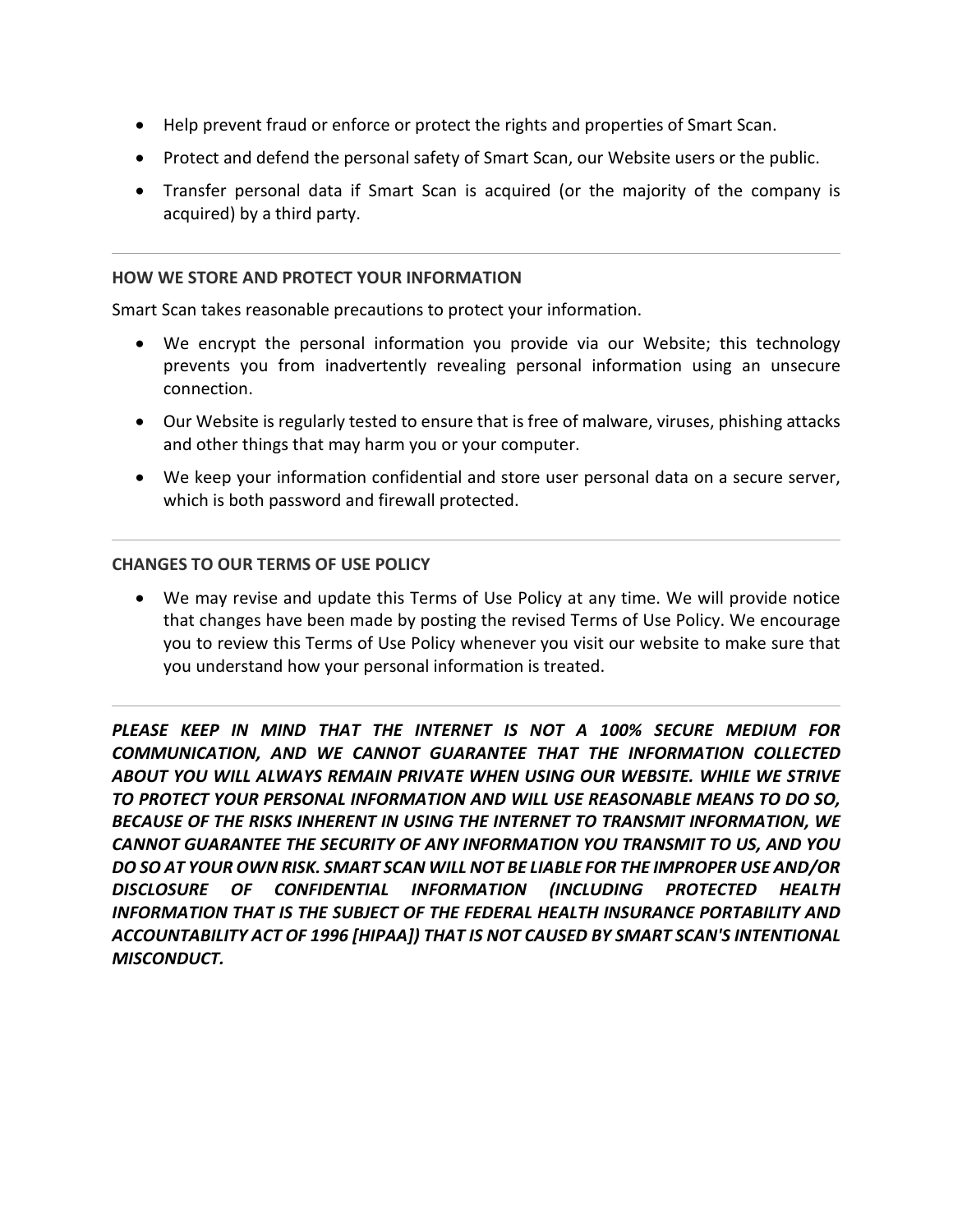- Help prevent fraud or enforce or protect the rights and properties of Smart Scan.
- Protect and defend the personal safety of Smart Scan, our Website users or the public.
- Transfer personal data if Smart Scan is acquired (or the majority of the company is acquired) by a third party.

---

**HOW WE STORE AND PROTECT YOUR INFORMATION**

Smart Scan takes reasonable precautions to protect your information.

- We encrypt the personal information you provide via our Website; this technology prevents you from inadvertently revealing personal information using an unsecure connection.
- Our Website is regularly tested to ensure that is free of malware, viruses, phishing attacks and other things that may harm you or your computer.
- We keep your information confidential and store user personal data on a secure server, which is both password and firewall protected.

---

**CHANGES TO OUR TERMS OF USE POLICY**

- We may revise and update this Terms of Use Policy at any time. We will provide notice that changes have been made by posting the revised Terms of Use Policy. We encourage you to review this Terms of Use Policy whenever you visit our website to make sure that you understand how your personal information is treated.

---

***PLEASE KEEP IN MIND THAT THE INTERNET IS NOT A 100% SECURE MEDIUM FOR COMMUNICATION, AND WE CANNOT GUARANTEE THAT THE INFORMATION COLLECTED ABOUT YOU WILL ALWAYS REMAIN PRIVATE WHEN USING OUR WEBSITE. WHILE WE STRIVE TO PROTECT YOUR PERSONAL INFORMATION AND WILL USE REASONABLE MEANS TO DO SO, BECAUSE OF THE RISKS INHERENT IN USING THE INTERNET TO TRANSMIT INFORMATION, WE CANNOT GUARANTEE THE SECURITY OF ANY INFORMATION YOU TRANSMIT TO US, AND YOU DO SO AT YOUR OWN RISK. SMART SCAN WILL NOT BE LIABLE FOR THE IMPROPER USE AND/OR DISCLOSURE OF CONFIDENTIAL INFORMATION (INCLUDING PROTECTED HEALTH INFORMATION THAT IS THE SUBJECT OF THE FEDERAL HEALTH INSURANCE PORTABILITY AND ACCOUNTABILITY ACT OF 1996 [HIPAA]) THAT IS NOT CAUSED BY SMART SCAN'S INTENTIONAL MISCONDUCT.***